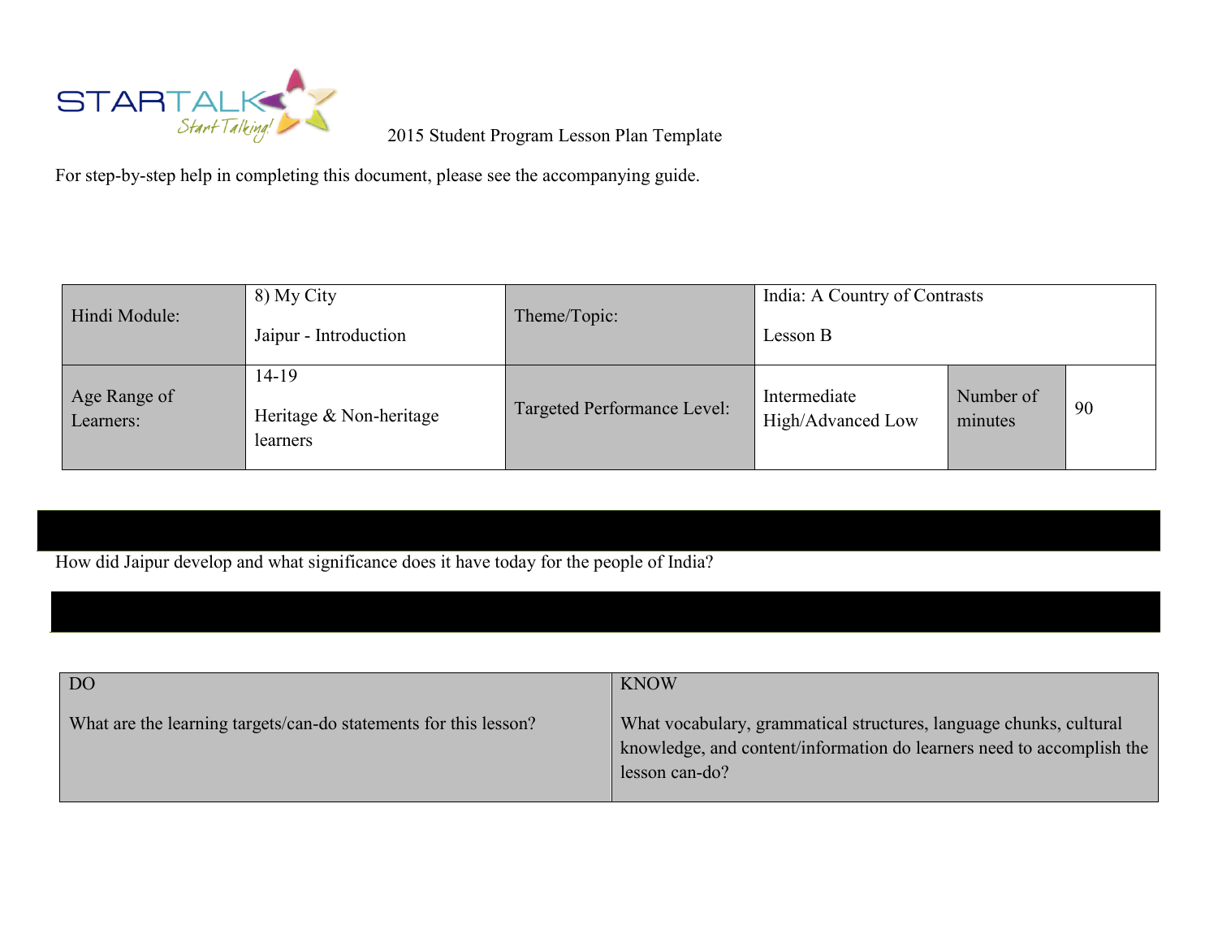2015 Student Program Lesson Plan Template

For step-by-step help in completing this document, please see the accompanying guide.

| Hindi Module: | 8) My City<br><br>Jaipur - Introduction | Theme/Topic: | India: A Country of Contrasts<br><br>Lesson B | | |
|---|---|---|---|---|---|
| Age Range of Learners: | 14-19<br><br>Heritage & Non-heritage learners | Targeted Performance Level: | Intermediate High/Advanced Low | Number of minutes | 90 |

How did Jaipur develop and what significance does it have today for the people of India?

| DO<br><br>What are the learning targets/can-do statements for this lesson? | KNOW<br><br>What vocabulary, grammatical structures, language chunks, cultural knowledge, and content/information do learners need to accomplish the lesson can-do? |
|---|---|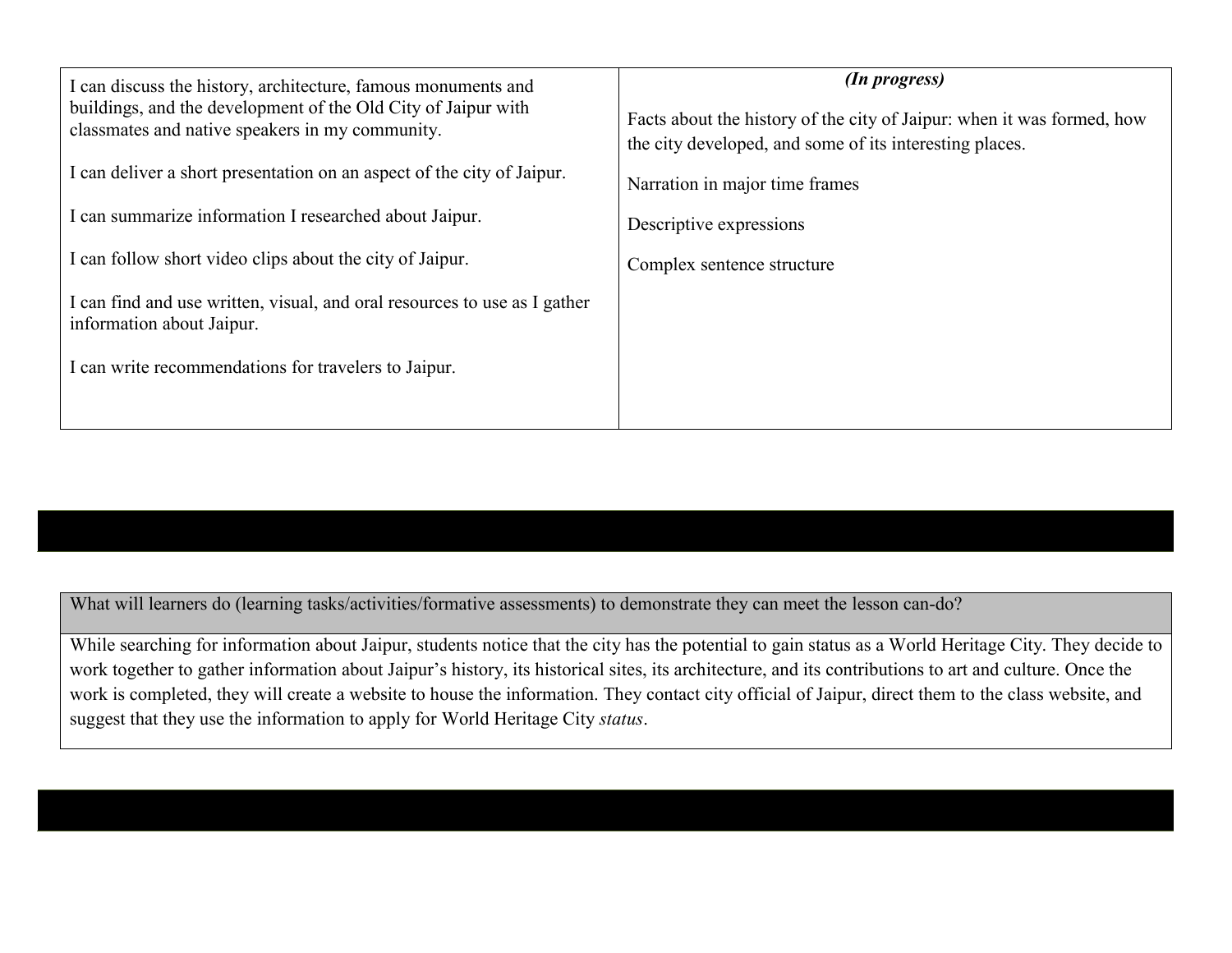| I can discuss the history, architecture, famous monuments and buildings, and the development of the Old City of Jaipur with classmates and native speakers in my community.<br><br>I can deliver a short presentation on an aspect of the city of Jaipur.<br><br>I can summarize information I researched about Jaipur.<br><br>I can follow short video clips about the city of Jaipur.<br><br>I can find and use written, visual, and oral resources to use as I gather information about Jaipur.<br><br>I can write recommendations for travelers to Jaipur. | ***(In progress)***<br><br>Facts about the history of the city of Jaipur: when it was formed, how the city developed, and some of its interesting places.<br><br>Narration in major time frames<br><br>Descriptive expressions<br><br>Complex sentence structure |
|---|---|

| What will learners do (learning tasks/activities/formative assessments) to demonstrate they can meet the lesson can-do? |
|---|
| While searching for information about Jaipur, students notice that the city has the potential to gain status as a World Heritage City. They decide to work together to gather information about Jaipur's history, its historical sites, its architecture, and its contributions to art and culture. Once the work is completed, they will create a website to house the information. They contact city official of Jaipur, direct them to the class website, and suggest that they use the information to apply for World Heritage City *status*. |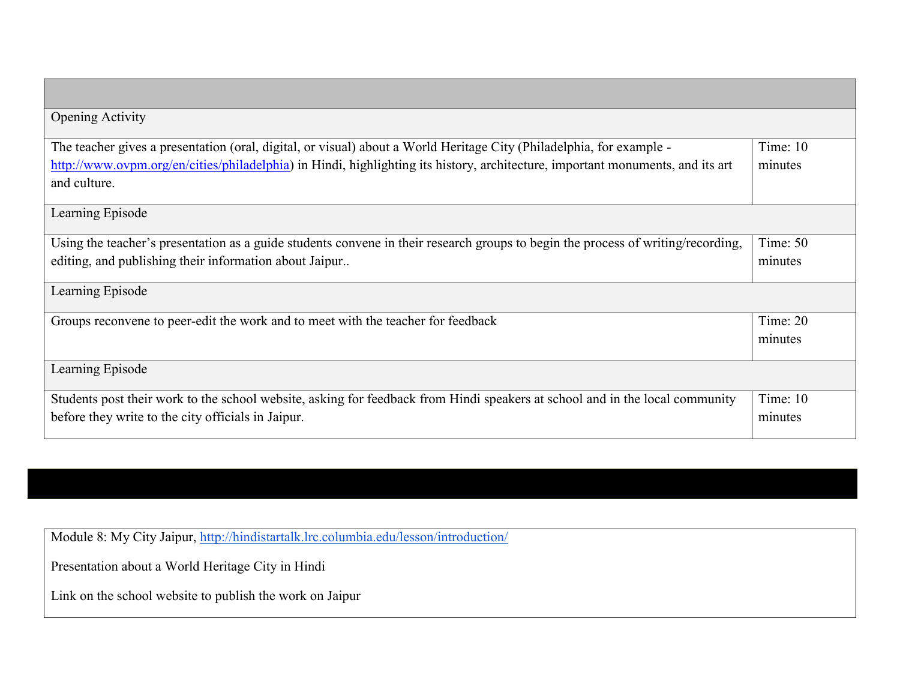| | |
|---|---|
| Opening Activity | |
| The teacher gives a presentation (oral, digital, or visual) about a World Heritage City (Philadelphia, for example - http://www.ovpm.org/en/cities/philadelphia) in Hindi, highlighting its history, architecture, important monuments, and its art and culture. | Time: 10 minutes |
| Learning Episode | |
| Using the teacher's presentation as a guide students convene in their research groups to begin the process of writing/recording, editing, and publishing their information about Jaipur.. | Time: 50 minutes |
| Learning Episode | |
| Groups reconvene to peer-edit the work and to meet with the teacher for feedback | Time: 20 minutes |
| Learning Episode | |
| Students post their work to the school website, asking for feedback from Hindi speakers at school and in the local community before they write to the city officials in Jaipur. | Time: 10 minutes |

Module 8: My City Jaipur, http://hindistartalk.lrc.columbia.edu/lesson/introduction/

Presentation about a World Heritage City in Hindi

Link on the school website to publish the work on Jaipur